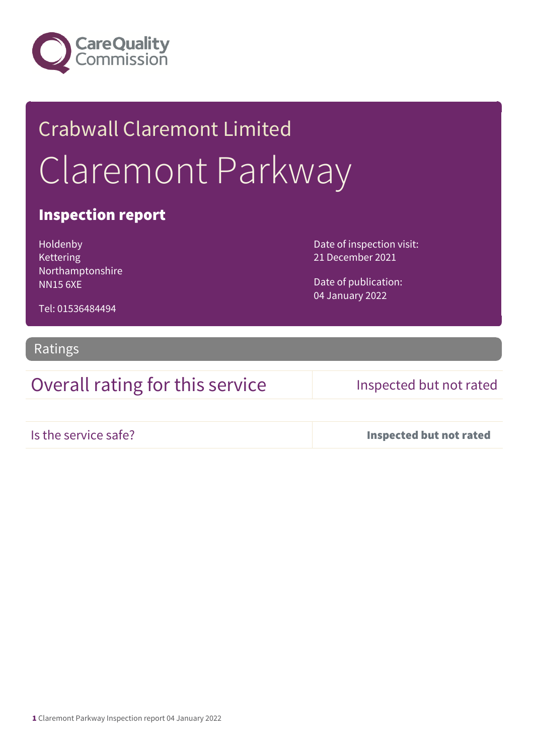Care Quality Commission

Crabwall Claremont Limited

# Claremont Parkway

## Inspection report

Holdenby
Kettering
Northamptonshire
NN15 6XE

Tel: 01536484494

Date of inspection visit:
21 December 2021

Date of publication:
04 January 2022

## Ratings

| Overall rating for this service | Inspected but not rated |
| --- | --- |

| Is the service safe? | **Inspected but not rated** |
| --- | --- |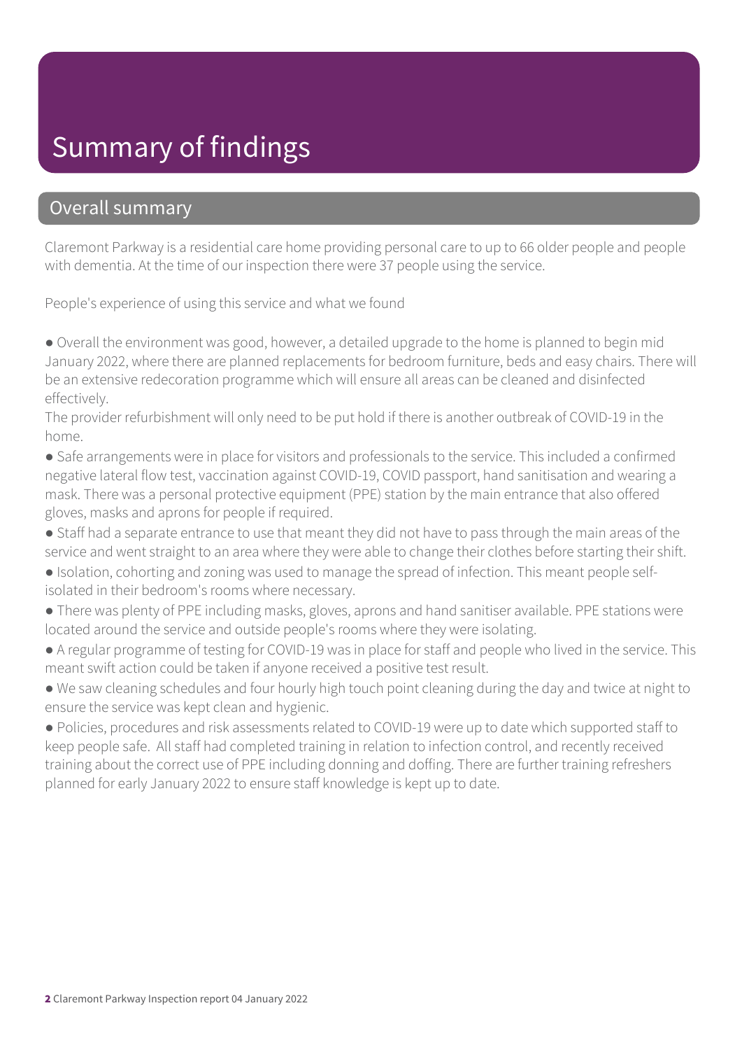# Summary of findings

## Overall summary

Claremont Parkway is a residential care home providing personal care to up to 66 older people and people with dementia. At the time of our inspection there were 37 people using the service.

People's experience of using this service and what we found

- Overall the environment was good, however, a detailed upgrade to the home is planned to begin mid January 2022, where there are planned replacements for bedroom furniture, beds and easy chairs. There will be an extensive redecoration programme which will ensure all areas can be cleaned and disinfected effectively.
The provider refurbishment will only need to be put hold if there is another outbreak of COVID-19 in the home.
- Safe arrangements were in place for visitors and professionals to the service. This included a confirmed negative lateral flow test, vaccination against COVID-19, COVID passport, hand sanitisation and wearing a mask. There was a personal protective equipment (PPE) station by the main entrance that also offered gloves, masks and aprons for people if required.
- Staff had a separate entrance to use that meant they did not have to pass through the main areas of the service and went straight to an area where they were able to change their clothes before starting their shift.
- Isolation, cohorting and zoning was used to manage the spread of infection. This meant people self-isolated in their bedroom's rooms where necessary.
- There was plenty of PPE including masks, gloves, aprons and hand sanitiser available. PPE stations were located around the service and outside people's rooms where they were isolating.
- A regular programme of testing for COVID-19 was in place for staff and people who lived in the service. This meant swift action could be taken if anyone received a positive test result.
- We saw cleaning schedules and four hourly high touch point cleaning during the day and twice at night to ensure the service was kept clean and hygienic.
- Policies, procedures and risk assessments related to COVID-19 were up to date which supported staff to keep people safe. All staff had completed training in relation to infection control, and recently received training about the correct use of PPE including donning and doffing. There are further training refreshers planned for early January 2022 to ensure staff knowledge is kept up to date.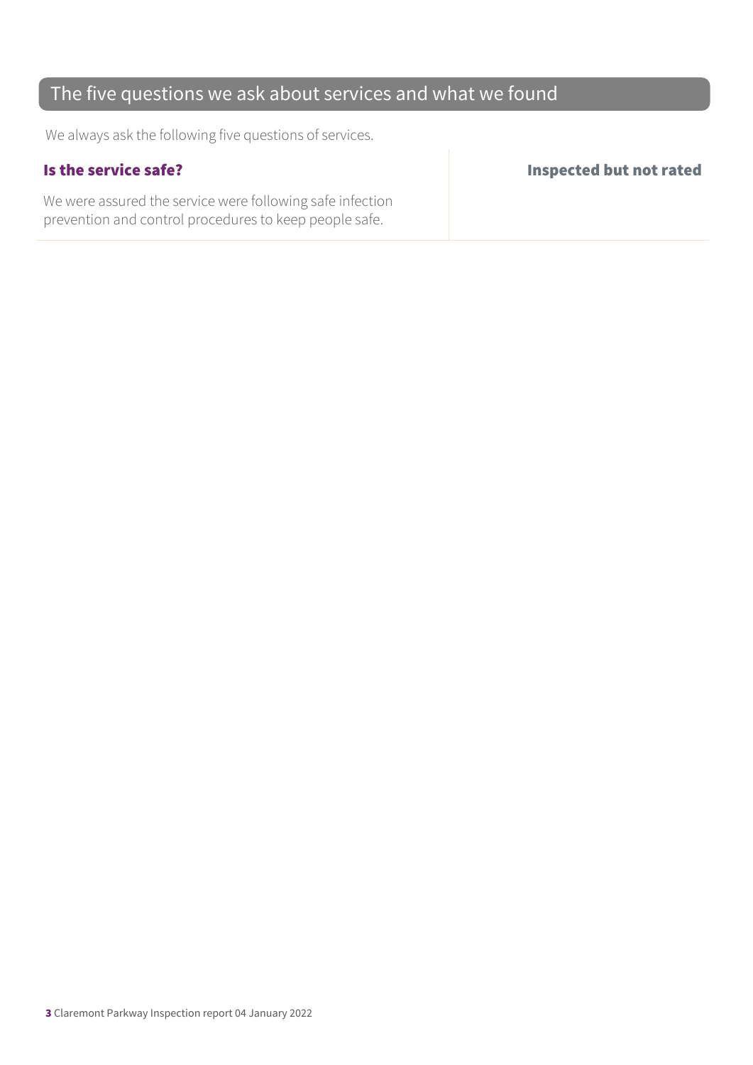## The five questions we ask about services and what we found

We always ask the following five questions of services.

### Is the service safe?

**Inspected but not rated**

We were assured the service were following safe infection prevention and control procedures to keep people safe.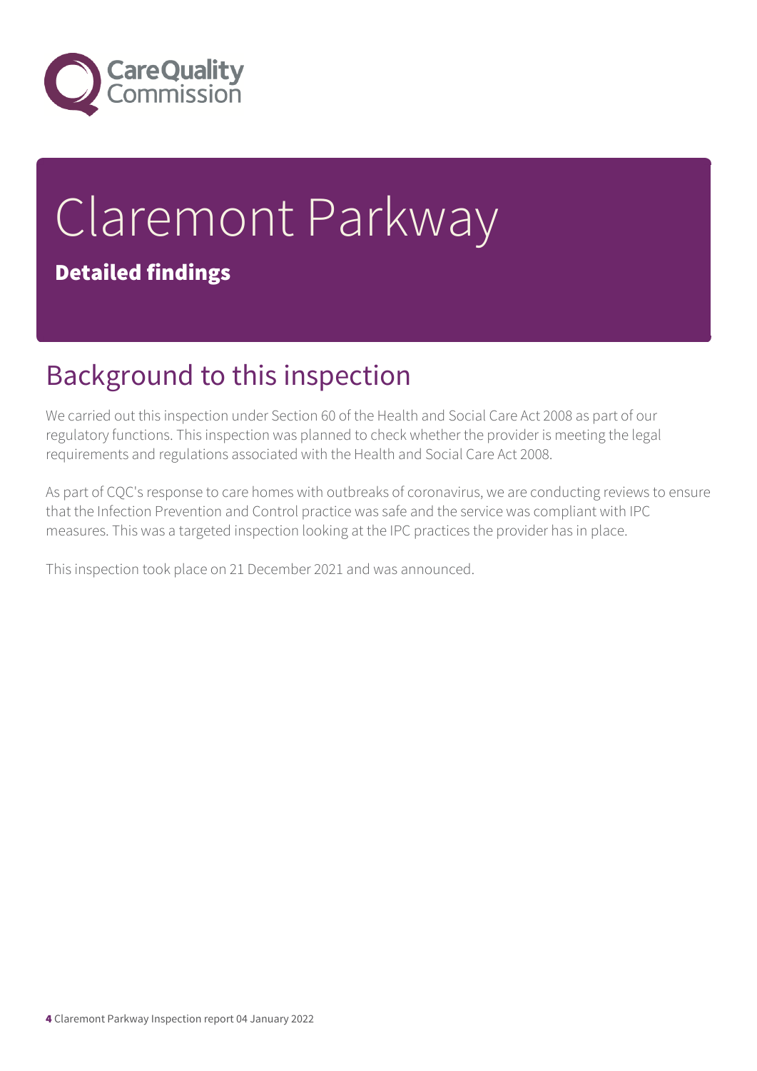# Claremont Parkway

**Detailed findings**

## Background to this inspection

We carried out this inspection under Section 60 of the Health and Social Care Act 2008 as part of our regulatory functions. This inspection was planned to check whether the provider is meeting the legal requirements and regulations associated with the Health and Social Care Act 2008.

As part of CQC's response to care homes with outbreaks of coronavirus, we are conducting reviews to ensure that the Infection Prevention and Control practice was safe and the service was compliant with IPC measures. This was a targeted inspection looking at the IPC practices the provider has in place.

This inspection took place on 21 December 2021 and was announced.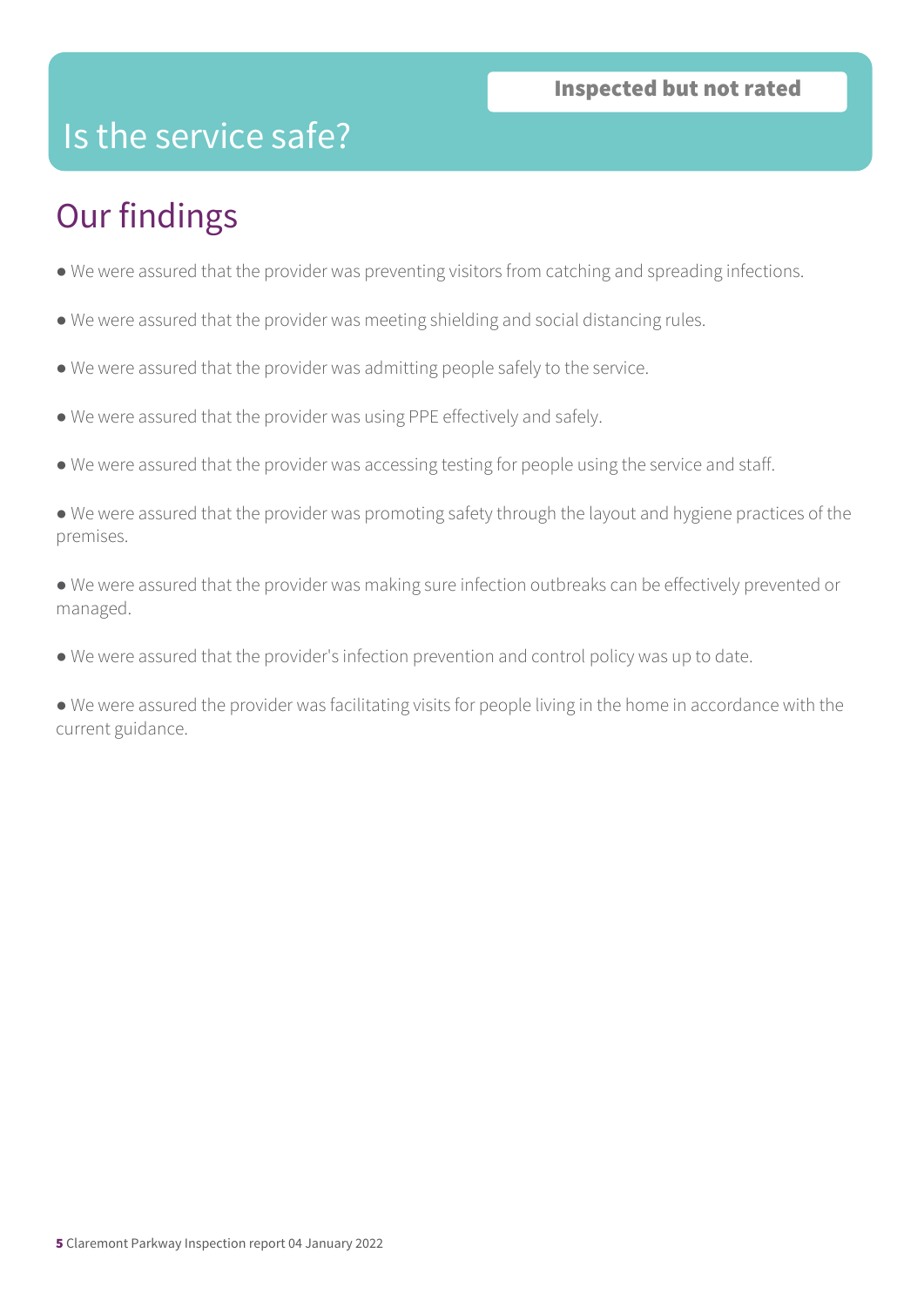# Is the service safe?

**Inspected but not rated**

## Our findings

- We were assured that the provider was preventing visitors from catching and spreading infections.
- We were assured that the provider was meeting shielding and social distancing rules.
- We were assured that the provider was admitting people safely to the service.
- We were assured that the provider was using PPE effectively and safely.
- We were assured that the provider was accessing testing for people using the service and staff.
- We were assured that the provider was promoting safety through the layout and hygiene practices of the premises.
- We were assured that the provider was making sure infection outbreaks can be effectively prevented or managed.
- We were assured that the provider's infection prevention and control policy was up to date.
- We were assured the provider was facilitating visits for people living in the home in accordance with the current guidance.